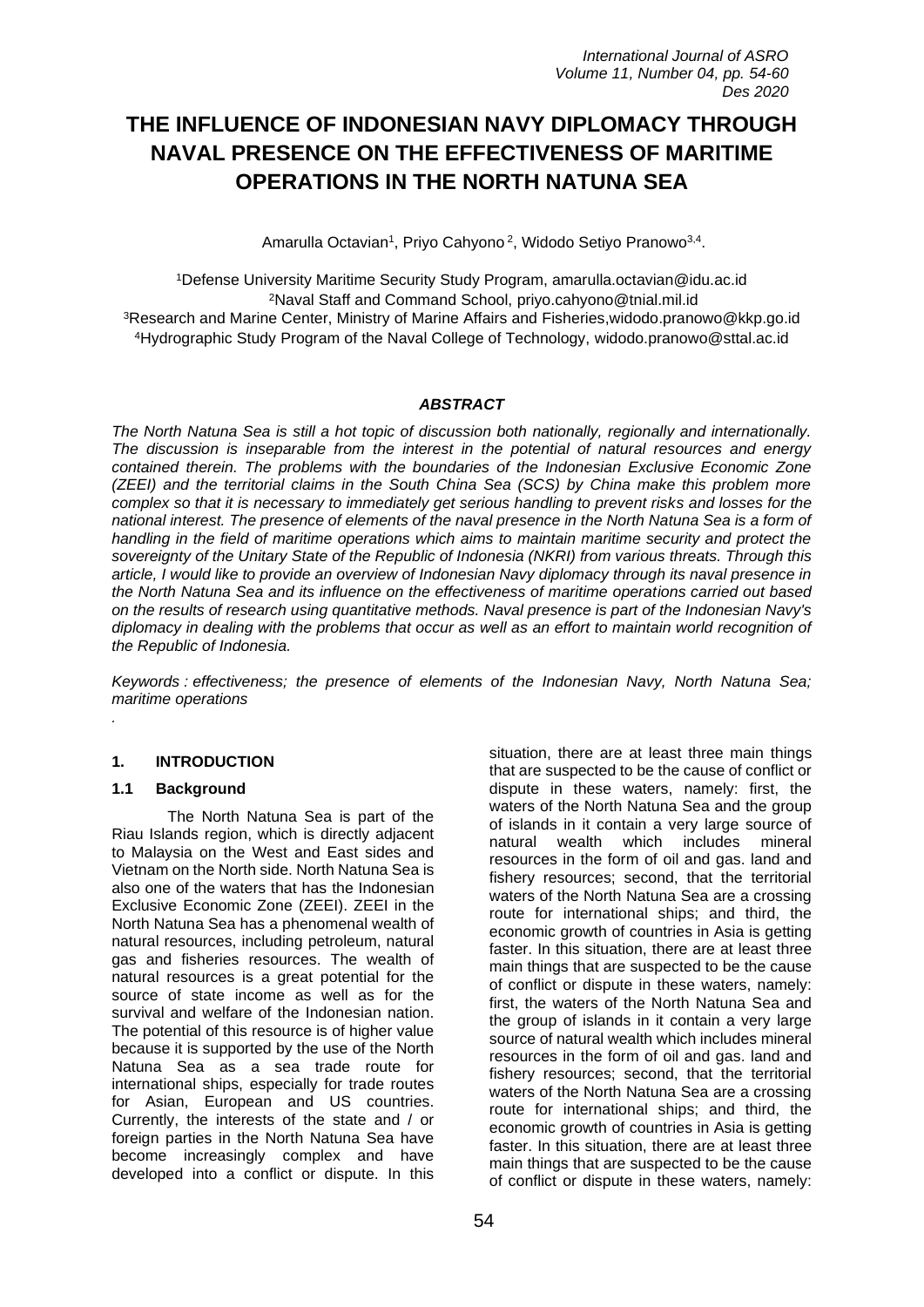# THE INFLUENCE OF INDONESIAN NAVY DIPLOMACY THROUGH NAVAL PRESENCE ON THE EFFECTIVENESS OF MARITIME OPERATIONS IN THE NORTH NATUNA SEA

Amarulla Octavian[1], Priyo Cahyono [2], Widodo Setiyo Pranowo[3,4].

[1]Defense University Maritime Security Study Program, amarulla.octavian@idu.ac.id
[2]Naval Staff and Command School, priyo.cahyono@tnial.mil.id
[3]Research and Marine Center, Ministry of Marine Affairs and Fisheries,widodo.pranowo@kkp.go.id
[4]Hydrographic Study Program of the Naval College of Technology, widodo.pranowo@sttal.ac.id

### *ABSTRACT*

*The North Natuna Sea is still a hot topic of discussion both nationally, regionally and internationally. The discussion is inseparable from the interest in the potential of natural resources and energy contained therein. The problems with the boundaries of the Indonesian Exclusive Economic Zone (ZEEI) and the territorial claims in the South China Sea (SCS) by China make this problem more complex so that it is necessary to immediately get serious handling to prevent risks and losses for the national interest. The presence of elements of the naval presence in the North Natuna Sea is a form of handling in the field of maritime operations which aims to maintain maritime security and protect the sovereignty of the Unitary State of the Republic of Indonesia (NKRI) from various threats. Through this article, I would like to provide an overview of Indonesian Navy diplomacy through its naval presence in the North Natuna Sea and its influence on the effectiveness of maritime operations carried out based on the results of research using quantitative methods. Naval presence is part of the Indonesian Navy's diplomacy in dealing with the problems that occur as well as an effort to maintain world recognition of the Republic of Indonesia.*

*Keywords : effectiveness; the presence of elements of the Indonesian Navy, North Natuna Sea; maritime operations*

.

## 1. INTRODUCTION

### 1.1 Background

The North Natuna Sea is part of the Riau Islands region, which is directly adjacent to Malaysia on the West and East sides and Vietnam on the North side. North Natuna Sea is also one of the waters that has the Indonesian Exclusive Economic Zone (ZEEI). ZEEI in the North Natuna Sea has a phenomenal wealth of natural resources, including petroleum, natural gas and fisheries resources. The wealth of natural resources is a great potential for the source of state income as well as for the survival and welfare of the Indonesian nation. The potential of this resource is of higher value because it is supported by the use of the North Natuna Sea as a sea trade route for international ships, especially for trade routes for Asian, European and US countries. Currently, the interests of the state and / or foreign parties in the North Natuna Sea have become increasingly complex and have developed into a conflict or dispute. In this situation, there are at least three main things that are suspected to be the cause of conflict or dispute in these waters, namely: first, the waters of the North Natuna Sea and the group of islands in it contain a very large source of natural wealth which includes mineral resources in the form of oil and gas. land and fishery resources; second, that the territorial waters of the North Natuna Sea are a crossing route for international ships; and third, the economic growth of countries in Asia is getting faster. In this situation, there are at least three main things that are suspected to be the cause of conflict or dispute in these waters, namely: first, the waters of the North Natuna Sea and the group of islands in it contain a very large source of natural wealth which includes mineral resources in the form of oil and gas. land and fishery resources; second, that the territorial waters of the North Natuna Sea are a crossing route for international ships; and third, the economic growth of countries in Asia is getting faster. In this situation, there are at least three main things that are suspected to be the cause of conflict or dispute in these waters, namely: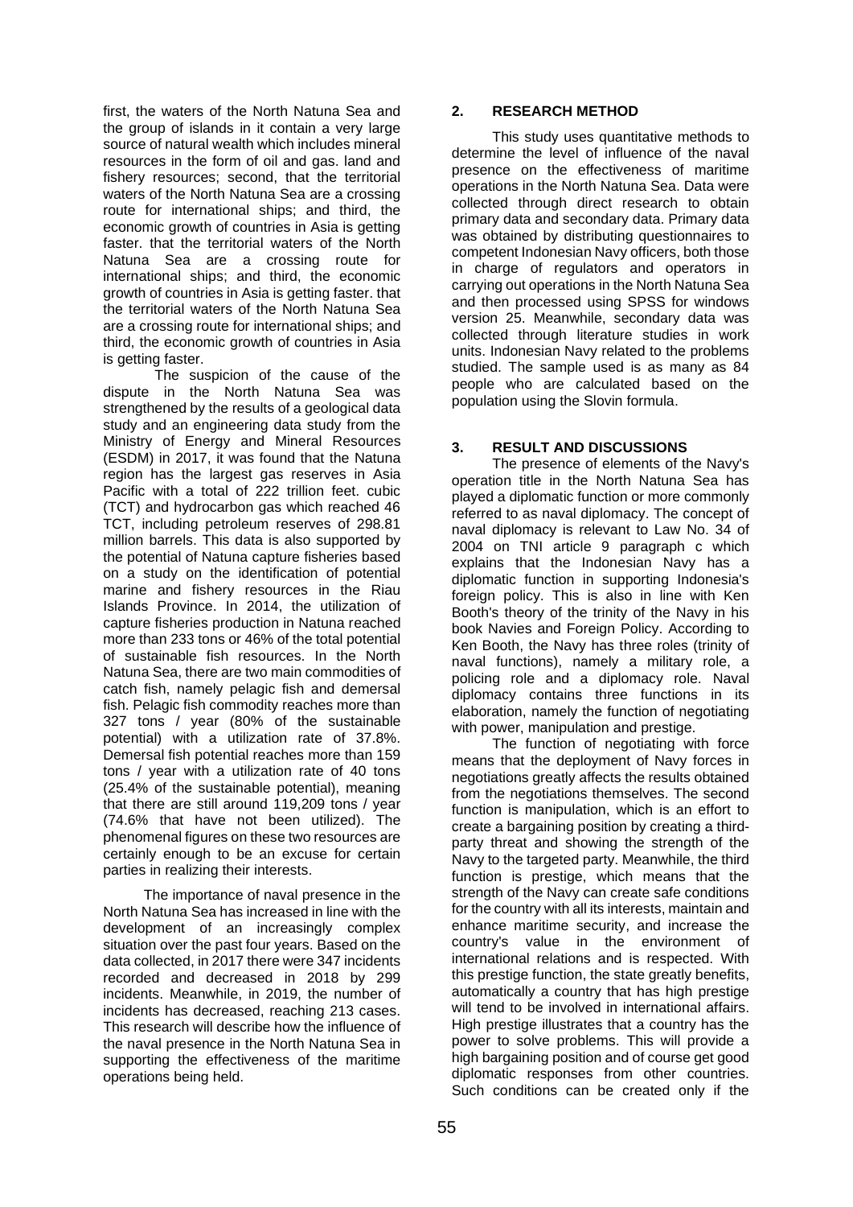first, the waters of the North Natuna Sea and the group of islands in it contain a very large source of natural wealth which includes mineral resources in the form of oil and gas. land and fishery resources; second, that the territorial waters of the North Natuna Sea are a crossing route for international ships; and third, the economic growth of countries in Asia is getting faster. that the territorial waters of the North Natuna Sea are a crossing route for international ships; and third, the economic growth of countries in Asia is getting faster. that the territorial waters of the North Natuna Sea are a crossing route for international ships; and third, the economic growth of countries in Asia is getting faster.

The suspicion of the cause of the dispute in the North Natuna Sea was strengthened by the results of a geological data study and an engineering data study from the Ministry of Energy and Mineral Resources (ESDM) in 2017, it was found that the Natuna region has the largest gas reserves in Asia Pacific with a total of 222 trillion feet. cubic (TCT) and hydrocarbon gas which reached 46 TCT, including petroleum reserves of 298.81 million barrels. This data is also supported by the potential of Natuna capture fisheries based on a study on the identification of potential marine and fishery resources in the Riau Islands Province. In 2014, the utilization of capture fisheries production in Natuna reached more than 233 tons or 46% of the total potential of sustainable fish resources. In the North Natuna Sea, there are two main commodities of catch fish, namely pelagic fish and demersal fish. Pelagic fish commodity reaches more than 327 tons / year (80% of the sustainable potential) with a utilization rate of 37.8%. Demersal fish potential reaches more than 159 tons / year with a utilization rate of 40 tons (25.4% of the sustainable potential), meaning that there are still around 119,209 tons / year (74.6% that have not been utilized). The phenomenal figures on these two resources are certainly enough to be an excuse for certain parties in realizing their interests.

The importance of naval presence in the North Natuna Sea has increased in line with the development of an increasingly complex situation over the past four years. Based on the data collected, in 2017 there were 347 incidents recorded and decreased in 2018 by 299 incidents. Meanwhile, in 2019, the number of incidents has decreased, reaching 213 cases. This research will describe how the influence of the naval presence in the North Natuna Sea in supporting the effectiveness of the maritime operations being held.

## 2. RESEARCH METHOD

This study uses quantitative methods to determine the level of influence of the naval presence on the effectiveness of maritime operations in the North Natuna Sea. Data were collected through direct research to obtain primary data and secondary data. Primary data was obtained by distributing questionnaires to competent Indonesian Navy officers, both those in charge of regulators and operators in carrying out operations in the North Natuna Sea and then processed using SPSS for windows version 25. Meanwhile, secondary data was collected through literature studies in work units. Indonesian Navy related to the problems studied. The sample used is as many as 84 people who are calculated based on the population using the Slovin formula.

## 3. RESULT AND DISCUSSIONS

The presence of elements of the Navy's operation title in the North Natuna Sea has played a diplomatic function or more commonly referred to as naval diplomacy. The concept of naval diplomacy is relevant to Law No. 34 of 2004 on TNI article 9 paragraph c which explains that the Indonesian Navy has a diplomatic function in supporting Indonesia's foreign policy. This is also in line with Ken Booth's theory of the trinity of the Navy in his book Navies and Foreign Policy. According to Ken Booth, the Navy has three roles (trinity of naval functions), namely a military role, a policing role and a diplomacy role. Naval diplomacy contains three functions in its elaboration, namely the function of negotiating with power, manipulation and prestige.

The function of negotiating with force means that the deployment of Navy forces in negotiations greatly affects the results obtained from the negotiations themselves. The second function is manipulation, which is an effort to create a bargaining position by creating a third-party threat and showing the strength of the Navy to the targeted party. Meanwhile, the third function is prestige, which means that the strength of the Navy can create safe conditions for the country with all its interests, maintain and enhance maritime security, and increase the country's value in the environment of international relations and is respected. With this prestige function, the state greatly benefits, automatically a country that has high prestige will tend to be involved in international affairs. High prestige illustrates that a country has the power to solve problems. This will provide a high bargaining position and of course get good diplomatic responses from other countries. Such conditions can be created only if the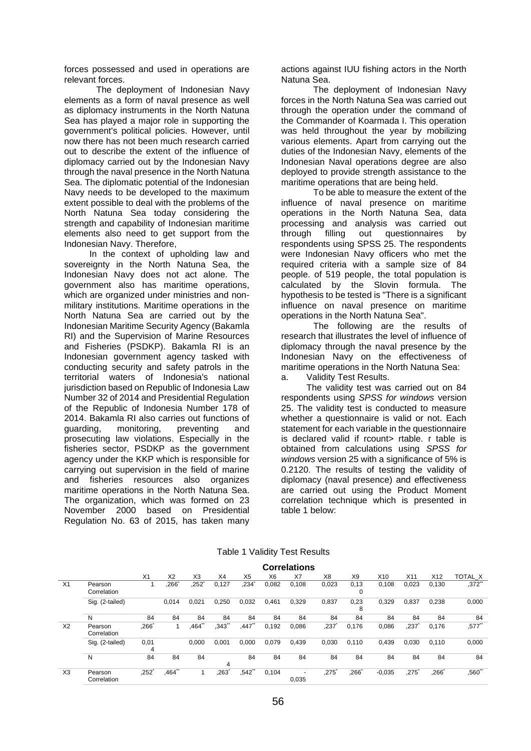forces possessed and used in operations are relevant forces.

The deployment of Indonesian Navy elements as a form of naval presence as well as diplomacy instruments in the North Natuna Sea has played a major role in supporting the government's political policies. However, until now there has not been much research carried out to describe the extent of the influence of diplomacy carried out by the Indonesian Navy through the naval presence in the North Natuna Sea. The diplomatic potential of the Indonesian Navy needs to be developed to the maximum extent possible to deal with the problems of the North Natuna Sea today considering the strength and capability of Indonesian maritime elements also need to get support from the Indonesian Navy. Therefore,

In the context of upholding law and sovereignty in the North Natuna Sea, the Indonesian Navy does not act alone. The government also has maritime operations, which are organized under ministries and non-military institutions. Maritime operations in the North Natuna Sea are carried out by the Indonesian Maritime Security Agency (Bakamla RI) and the Supervision of Marine Resources and Fisheries (PSDKP). Bakamla RI is an Indonesian government agency tasked with conducting security and safety patrols in the territorial waters of Indonesia's national jurisdiction based on Republic of Indonesia Law Number 32 of 2014 and Presidential Regulation of the Republic of Indonesia Number 178 of 2014. Bakamla RI also carries out functions of guarding, monitoring, preventing and prosecuting law violations. Especially in the fisheries sector, PSDKP as the government agency under the KKP which is responsible for carrying out supervision in the field of marine and fisheries resources also organizes maritime operations in the North Natuna Sea. The organization, which was formed on 23 November 2000 based on Presidential Regulation No. 63 of 2015, has taken many actions against IUU fishing actors in the North Natuna Sea.

The deployment of Indonesian Navy forces in the North Natuna Sea was carried out through the operation under the command of the Commander of Koarmada I. This operation was held throughout the year by mobilizing various elements. Apart from carrying out the duties of the Indonesian Navy, elements of the Indonesian Naval operations degree are also deployed to provide strength assistance to the maritime operations that are being held.

To be able to measure the extent of the influence of naval presence on maritime operations in the North Natuna Sea, data processing and analysis was carried out through filling out questionnaires by respondents using SPSS 25. The respondents were Indonesian Navy officers who met the required criteria with a sample size of 84 people. of 519 people, the total population is calculated by the Slovin formula. The hypothesis to be tested is "There is a significant influence on naval presence on maritime operations in the North Natuna Sea".

The following are the results of research that illustrates the level of influence of diplomacy through the naval presence by the Indonesian Navy on the effectiveness of maritime operations in the North Natuna Sea:

a. Validity Test Results.

The validity test was carried out on 84 respondents using *SPSS for windows* version 25. The validity test is conducted to measure whether a questionnaire is valid or not. Each statement for each variable in the questionnaire is declared valid if rcount> rtable. r table is obtained from calculations using *SPSS for windows* version 25 with a significance of 5% is 0.2120. The results of testing the validity of diplomacy (naval presence) and effectiveness are carried out using the Product Moment correlation technique which is presented in table 1 below:

Table 1 Validity Test Results

**Correlations**

| | | X1 | X2 | X3 | X4 | X5 | X6 | X7 | X8 | X9 | X10 | X11 | X12 | TOTAL_X |
|---|---|---|---|---|---|---|---|---|---|---|---|---|---|---|
| X1 | Pearson Correlation | 1 | ,266* | ,252* | 0,127 | ,234* | 0,082 | 0,108 | 0,023 | 0,130 | 0,108 | 0,023 | 0,130 | ,372** |
| | Sig. (2-tailed) | | 0,014 | 0,021 | 0,250 | 0,032 | 0,461 | 0,329 | 0,837 | 0,238 | 0,329 | 0,837 | 0,238 | 0,000 |
| | N | 84 | 84 | 84 | 84 | 84 | 84 | 84 | 84 | 84 | 84 | 84 | 84 | 84 |
| X2 | Pearson Correlation | ,266* | 1 | ,464** | ,343** | ,447** | 0,192 | 0,086 | ,237* | 0,176 | 0,086 | ,237* | 0,176 | ,577** |
| | Sig. (2-tailed) | 0,014 | | 0,000 | 0,001 | 0,000 | 0,079 | 0,439 | 0,030 | 0,110 | 0,439 | 0,030 | 0,110 | 0,000 |
| | N | 84 | 84 | 84 | 84 | 84 | 84 | 84 | 84 | 84 | 84 | 84 | 84 | 84 |
| X3 | Pearson Correlation | ,252* | ,464** | 1 | ,263* | ,542** | 0,104 | -0,035 | ,275* | ,266* | -0,035 | ,275* | ,266* | ,560** |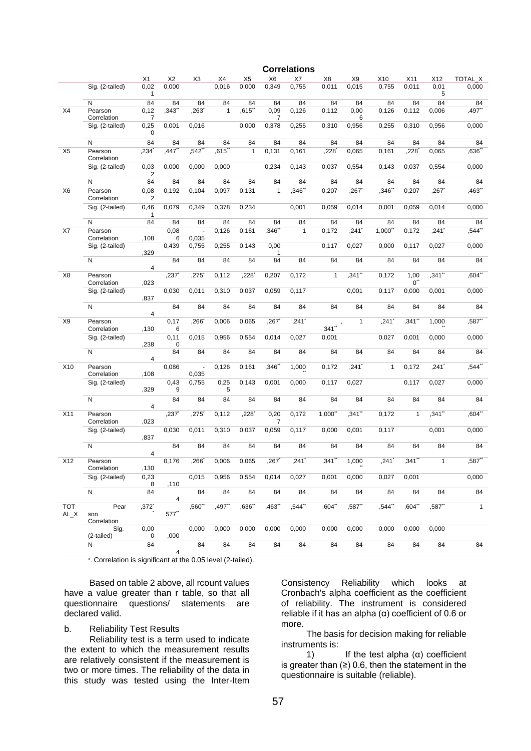**Correlations**

| | | X1 | X2 | X3 | X4 | X5 | X6 | X7 | X8 | X9 | X10 | X11 | X12 | TOTAL_X |
|---|---|---|---|---|---|---|---|---|---|---|---|---|---|---|
| | Sig. (2-tailed) | 0,021 | 0,000 | | 0,016 | 0,000 | 0,349 | 0,755 | 0,011 | 0,015 | 0,755 | 0,011 | 0,015 | 0,000 |
| | N | 84 | 84 | 84 | 84 | 84 | 84 | 84 | 84 | 84 | 84 | 84 | 84 | 84 |
| X4 | Pearson Correlation | 0,127 | ,343** | ,263* | 1 | ,615** | 0,097 | 0,126 | 0,112 | 0,006 | 0,126 | 0,112 | 0,006 | ,497** |
| | Sig. (2-tailed) | 0,250 | 0,001 | 0,016 | | 0,000 | 0,378 | 0,255 | 0,310 | 0,956 | 0,255 | 0,310 | 0,956 | 0,000 |
| | N | 84 | 84 | 84 | 84 | 84 | 84 | 84 | 84 | 84 | 84 | 84 | 84 | 84 |
| X5 | Pearson Correlation | ,234* | ,447** | ,542** | ,615** | 1 | 0,131 | 0,161 | ,228* | 0,065 | 0,161 | ,228* | 0,065 | ,636** |
| | Sig. (2-tailed) | 0,032 | 0,000 | 0,000 | 0,000 | | 0,234 | 0,143 | 0,037 | 0,554 | 0,143 | 0,037 | 0,554 | 0,000 |
| | N | 84 | 84 | 84 | 84 | 84 | 84 | 84 | 84 | 84 | 84 | 84 | 84 | 84 |
| X6 | Pearson Correlation | 0,082 | 0,192 | 0,104 | 0,097 | 0,131 | 1 | ,346** | 0,207 | ,267* | ,346** | 0,207 | ,267* | ,463** |
| | Sig. (2-tailed) | 0,461 | 0,079 | 0,349 | 0,378 | 0,234 | | 0,001 | 0,059 | 0,014 | 0,001 | 0,059 | 0,014 | 0,000 |
| | N | 84 | 84 | 84 | 84 | 84 | 84 | 84 | 84 | 84 | 84 | 84 | 84 | 84 |
| X7 | Pearson Correlation | ,108 | 0,086 | -0,035 | 0,126 | 0,161 | ,346** | 1 | 0,172 | ,241* | 1,000** | 0,172 | ,241* | ,544** |
| | Sig. (2-tailed) | ,329 | 0,439 | 0,755 | 0,255 | 0,143 | 0,001 | | 0,117 | 0,027 | 0,000 | 0,117 | 0,027 | 0,000 |
| | N | 4 | 84 | 84 | 84 | 84 | 84 | 84 | 84 | 84 | 84 | 84 | 84 | 84 |
| X8 | Pearson Correlation | ,023 | ,237* | ,275* | 0,112 | ,228* | 0,207 | 0,172 | 1 | ,341** | 0,172 | 1,000** | ,341** | ,604** |
| | Sig. (2-tailed) | ,837 | 0,030 | 0,011 | 0,310 | 0,037 | 0,059 | 0,117 | | 0,001 | 0,117 | 0,000 | 0,001 | 0,000 |
| | N | 4 | 84 | 84 | 84 | 84 | 84 | 84 | 84 | 84 | 84 | 84 | 84 | 84 |
| X9 | Pearson Correlation | ,130 | 0,176 | ,266* | 0,006 | 0,065 | ,267* | ,241* | ,341** | 1 | ,241* | ,341** | 1,000** | ,587** |
| | Sig. (2-tailed) | ,238 | 0,110 | 0,015 | 0,956 | 0,554 | 0,014 | 0,027 | 0,001 | | 0,027 | 0,001 | 0,000 | 0,000 |
| | N | 4 | 84 | 84 | 84 | 84 | 84 | 84 | 84 | 84 | 84 | 84 | 84 | 84 |
| X10 | Pearson Correlation | ,108 | 0,086 | -0,035 | 0,126 | 0,161 | ,346** | 1,000** | 0,172 | ,241* | 1 | 0,172 | ,241* | ,544** |
| | Sig. (2-tailed) | ,329 | 0,439 | 0,755 | 0,255 | 0,143 | 0,001 | 0,000 | 0,117 | 0,027 | | 0,117 | 0,027 | 0,000 |
| | N | 4 | 84 | 84 | 84 | 84 | 84 | 84 | 84 | 84 | 84 | 84 | 84 | 84 |
| X11 | Pearson Correlation | ,023 | ,237* | ,275* | 0,112 | ,228* | 0,207 | 0,172 | 1,000** | ,341** | 0,172 | 1 | ,341** | ,604** |
| | Sig. (2-tailed) | ,837 | 0,030 | 0,011 | 0,310 | 0,037 | 0,059 | 0,117 | 0,000 | 0,001 | 0,117 | | 0,001 | 0,000 |
| | N | 4 | 84 | 84 | 84 | 84 | 84 | 84 | 84 | 84 | 84 | 84 | 84 | 84 |
| X12 | Pearson Correlation | ,130 | 0,176 | ,266* | 0,006 | 0,065 | ,267* | ,241* | ,341** | 1,000** | ,241* | ,341** | 1 | ,587** |
| | Sig. (2-tailed) | 0,238 | ,110 | 0,015 | 0,956 | 0,554 | 0,014 | 0,027 | 0,001 | 0,000 | 0,027 | 0,001 | | 0,000 |
| | N | 84 | 4 | 84 | 84 | 84 | 84 | 84 | 84 | 84 | 84 | 84 | 84 | 84 |
| TOTAL_X | Pearson Correlation | ,372** | 577** | ,560** | ,497** | ,636** | ,463** | ,544** | ,604** | ,587** | ,544** | ,604** | ,587** | 1 |
| | Sig. (2-tailed) | 0,000 | ,000 | 0,000 | 0,000 | 0,000 | 0,000 | 0,000 | 0,000 | 0,000 | 0,000 | 0,000 | 0,000 | |
| | N | 84 | 4 | 84 | 84 | 84 | 84 | 84 | 84 | 84 | 84 | 84 | 84 | 84 |

*. Correlation is significant at the 0.05 level (2-tailed).

Based on table 2 above, all rcount values have a value greater than r table, so that all questionnaire questions/ statements are declared valid.

b. Reliability Test Results

Reliability test is a term used to indicate the extent to which the measurement results are relatively consistent if the measurement is two or more times. The reliability of the data in this study was tested using the Inter-Item Consistency Reliability which looks at Cronbach's alpha coefficient as the coefficient of reliability. The instrument is considered reliable if it has an alpha (α) coefficient of 0.6 or more.

The basis for decision making for reliable instruments is:

1) If the test alpha (α) coefficient is greater than (≥) 0.6, then the statement in the questionnaire is suitable (reliable).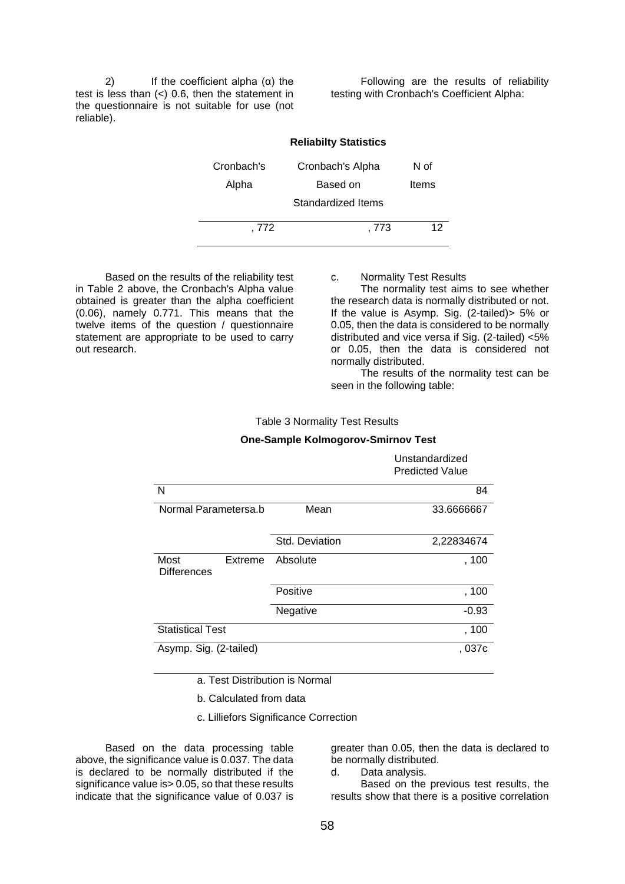2) If the coefficient alpha (α) the test is less than (<) 0.6, then the statement in the questionnaire is not suitable for use (not reliable).

Following are the results of reliability testing with Cronbach's Coefficient Alpha:

**Reliabilty Statistics**

| Cronbach's Alpha | Cronbach's Alpha Based on Standardized Items | N of Items |
|---|---|---|
| , 772 | , 773 | 12 |

Based on the results of the reliability test in Table 2 above, the Cronbach's Alpha value obtained is greater than the alpha coefficient (0.06), namely 0.771. This means that the twelve items of the question / questionnaire statement are appropriate to be used to carry out research.

c. Normality Test Results

The normality test aims to see whether the research data is normally distributed or not. If the value is Asymp. Sig. (2-tailed)> 5% or 0.05, then the data is considered to be normally distributed and vice versa if Sig. (2-tailed) <5% or 0.05, then the data is considered not normally distributed.

The results of the normality test can be seen in the following table:

Table 3 Normality Test Results

**One-Sample Kolmogorov-Smirnov Test**

| | | Unstandardized Predicted Value |
|---|---|---|
| N | | 84 |
| Normal Parametersa.b | Mean | 33.6666667 |
| | Std. Deviation | 2,22834674 |
| Most Extreme Differences | Absolute | , 100 |
| | Positive | , 100 |
| | Negative | -0.93 |
| Statistical Test | | , 100 |
| Asymp. Sig. (2-tailed) | | , 037c |

a. Test Distribution is Normal

b. Calculated from data

c. Lilliefors Significance Correction

Based on the data processing table above, the significance value is 0.037. The data is declared to be normally distributed if the significance value is> 0.05, so that these results indicate that the significance value of 0.037 is greater than 0.05, then the data is declared to be normally distributed.

d. Data analysis.

Based on the previous test results, the results show that there is a positive correlation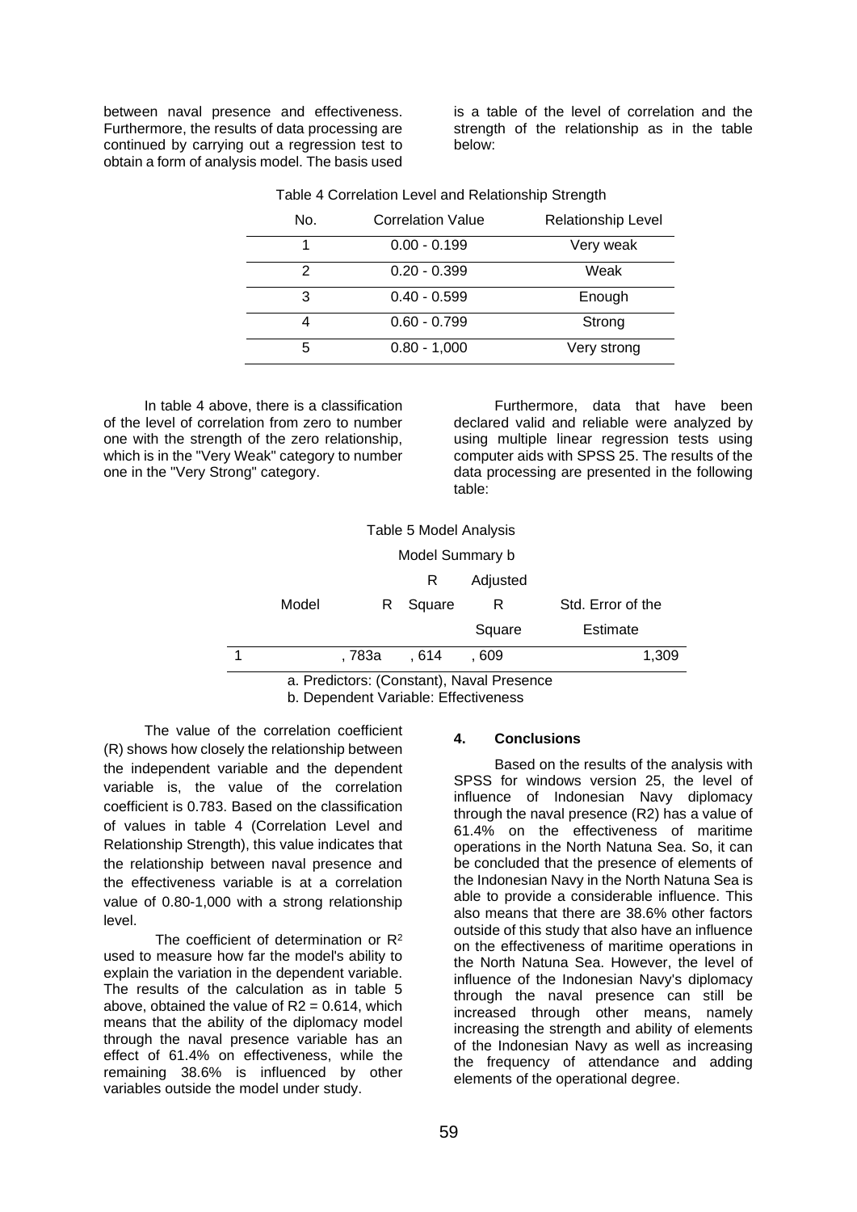between naval presence and effectiveness. Furthermore, the results of data processing are continued by carrying out a regression test to obtain a form of analysis model. The basis used is a table of the level of correlation and the strength of the relationship as in the table below:

Table 4 Correlation Level and Relationship Strength

| No. | Correlation Value | Relationship Level |
|---|---|---|
| 1 | 0.00 - 0.199 | Very weak |
| 2 | 0.20 - 0.399 | Weak |
| 3 | 0.40 - 0.599 | Enough |
| 4 | 0.60 - 0.799 | Strong |
| 5 | 0.80 - 1,000 | Very strong |

In table 4 above, there is a classification of the level of correlation from zero to number one with the strength of the zero relationship, which is in the "Very Weak" category to number one in the "Very Strong" category.

Furthermore, data that have been declared valid and reliable were analyzed by using multiple linear regression tests using computer aids with SPSS 25. The results of the data processing are presented in the following table:

Table 5 Model Analysis

Model Summary b

| Model | R | R Square | Adjusted R Square | Std. Error of the Estimate |
|---|---|---|---|---|
| 1 | ,783a | ,614 | ,609 | 1,309 |

a. Predictors: (Constant), Naval Presence
b. Dependent Variable: Effectiveness

The value of the correlation coefficient (R) shows how closely the relationship between the independent variable and the dependent variable is, the value of the correlation coefficient is 0.783. Based on the classification of values in table 4 (Correlation Level and Relationship Strength), this value indicates that the relationship between naval presence and the effectiveness variable is at a correlation value of 0.80-1,000 with a strong relationship level.

The coefficient of determination or $R^2$ used to measure how far the model's ability to explain the variation in the dependent variable. The results of the calculation as in table 5 above, obtained the value of $R2 = 0.614$, which means that the ability of the diplomacy model through the naval presence variable has an effect of 61.4% on effectiveness, while the remaining 38.6% is influenced by other variables outside the model under study.

## 4. Conclusions

Based on the results of the analysis with SPSS for windows version 25, the level of influence of Indonesian Navy diplomacy through the naval presence (R2) has a value of 61.4% on the effectiveness of maritime operations in the North Natuna Sea. So, it can be concluded that the presence of elements of the Indonesian Navy in the North Natuna Sea is able to provide a considerable influence. This also means that there are 38.6% other factors outside of this study that also have an influence on the effectiveness of maritime operations in the North Natuna Sea. However, the level of influence of the Indonesian Navy's diplomacy through the naval presence can still be increased through other means, namely increasing the strength and ability of elements of the Indonesian Navy as well as increasing the frequency of attendance and adding elements of the operational degree.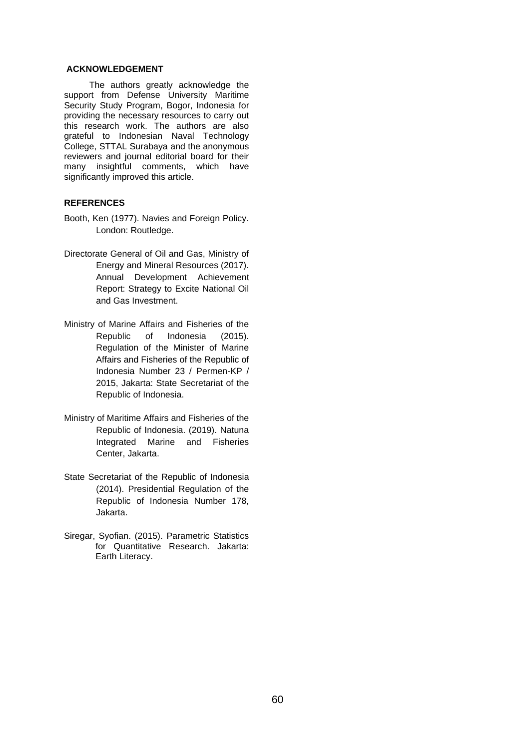## ACKNOWLEDGEMENT

The authors greatly acknowledge the support from Defense University Maritime Security Study Program, Bogor, Indonesia for providing the necessary resources to carry out this research work. The authors are also grateful to Indonesian Naval Technology College, STTAL Surabaya and the anonymous reviewers and journal editorial board for their many insightful comments, which have significantly improved this article.

## REFERENCES

Booth, Ken (1977). Navies and Foreign Policy. London: Routledge.

Directorate General of Oil and Gas, Ministry of Energy and Mineral Resources (2017). Annual Development Achievement Report: Strategy to Excite National Oil and Gas Investment.

Ministry of Marine Affairs and Fisheries of the Republic of Indonesia (2015). Regulation of the Minister of Marine Affairs and Fisheries of the Republic of Indonesia Number 23 / Permen-KP / 2015, Jakarta: State Secretariat of the Republic of Indonesia.

Ministry of Maritime Affairs and Fisheries of the Republic of Indonesia. (2019). Natuna Integrated Marine and Fisheries Center, Jakarta.

State Secretariat of the Republic of Indonesia (2014). Presidential Regulation of the Republic of Indonesia Number 178, Jakarta.

Siregar, Syofian. (2015). Parametric Statistics for Quantitative Research. Jakarta: Earth Literacy.